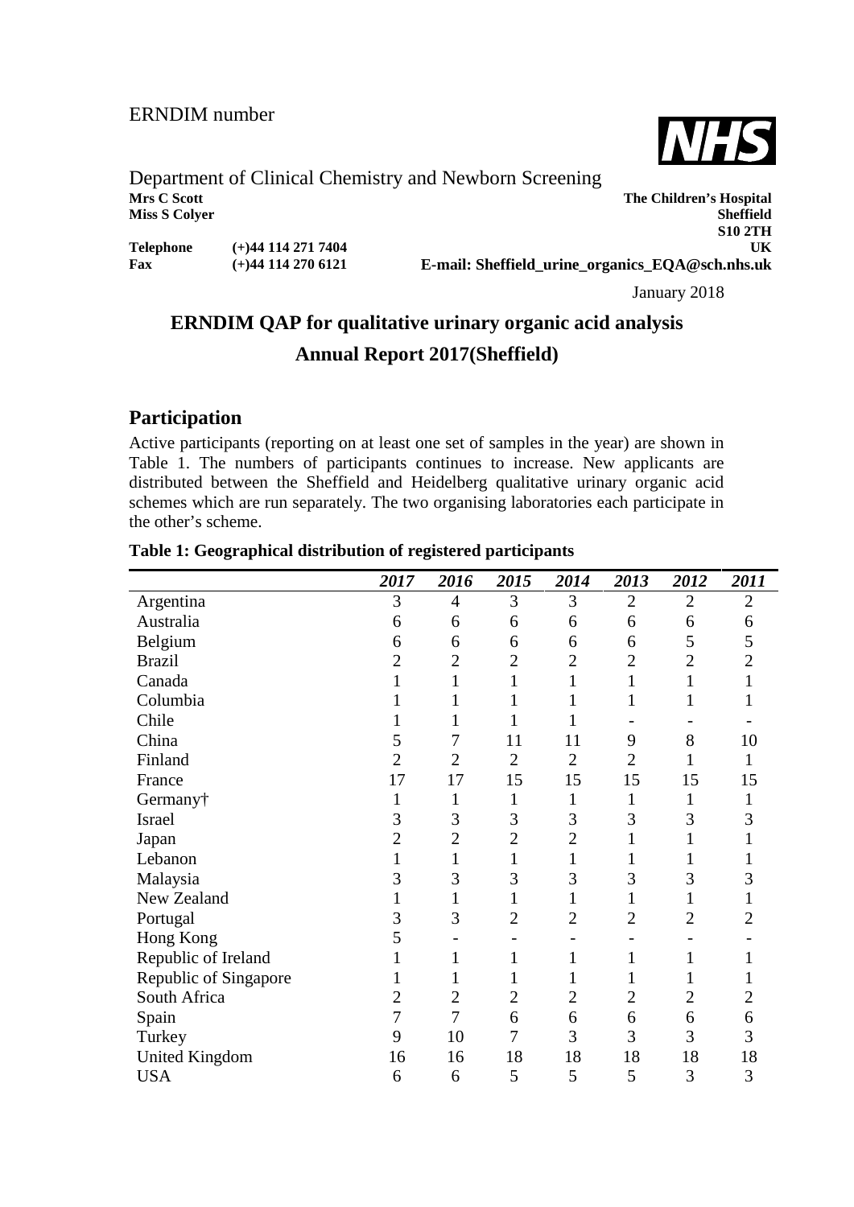ERNDIM number

Department of Clinical Chemistry and Newborn Screening

**Mrs C Scott**
**Miss S Colyer**

**The Children's Hospital**
**Sheffield**
**S10 2TH**
**UK**

**Telephone** (+)44 114 271 7404
**Fax** (+)44 114 270 6121

**E-mail: Sheffield_urine_organics_EQA@sch.nhs.uk**

January 2018

## ERNDIM QAP for qualitative urinary organic acid analysis

## Annual Report 2017(Sheffield)

### Participation

Active participants (reporting on at least one set of samples in the year) are shown in Table 1. The numbers of participants continues to increase. New applicants are distributed between the Sheffield and Heidelberg qualitative urinary organic acid schemes which are run separately. The two organising laboratories each participate in the other's scheme.

**Table 1: Geographical distribution of registered participants**

| | *2017* | *2016* | *2015* | *2014* | *2013* | *2012* | *2011* |
|---|---|---|---|---|---|---|---|
| Argentina | 3 | 4 | 3 | 3 | 2 | 2 | 2 |
| Australia | 6 | 6 | 6 | 6 | 6 | 6 | 6 |
| Belgium | 6 | 6 | 6 | 6 | 6 | 5 | 5 |
| Brazil | 2 | 2 | 2 | 2 | 2 | 2 | 2 |
| Canada | 1 | 1 | 1 | 1 | 1 | 1 | 1 |
| Columbia | 1 | 1 | 1 | 1 | 1 | 1 | 1 |
| Chile | 1 | 1 | 1 | 1 | - | - | - |
| China | 5 | 7 | 11 | 11 | 9 | 8 | 10 |
| Finland | 2 | 2 | 2 | 2 | 2 | 1 | 1 |
| France | 17 | 17 | 15 | 15 | 15 | 15 | 15 |
| Germany† | 1 | 1 | 1 | 1 | 1 | 1 | 1 |
| Israel | 3 | 3 | 3 | 3 | 3 | 3 | 3 |
| Japan | 2 | 2 | 2 | 2 | 1 | 1 | 1 |
| Lebanon | 1 | 1 | 1 | 1 | 1 | 1 | 1 |
| Malaysia | 3 | 3 | 3 | 3 | 3 | 3 | 3 |
| New Zealand | 1 | 1 | 1 | 1 | 1 | 1 | 1 |
| Portugal | 3 | 3 | 2 | 2 | 2 | 2 | 2 |
| Hong Kong | 5 | - | - | - | - | - | - |
| Republic of Ireland | 1 | 1 | 1 | 1 | 1 | 1 | 1 |
| Republic of Singapore | 1 | 1 | 1 | 1 | 1 | 1 | 1 |
| South Africa | 2 | 2 | 2 | 2 | 2 | 2 | 2 |
| Spain | 7 | 7 | 6 | 6 | 6 | 6 | 6 |
| Turkey | 9 | 10 | 7 | 3 | 3 | 3 | 3 |
| United Kingdom | 16 | 16 | 18 | 18 | 18 | 18 | 18 |
| USA | 6 | 6 | 5 | 5 | 5 | 3 | 3 |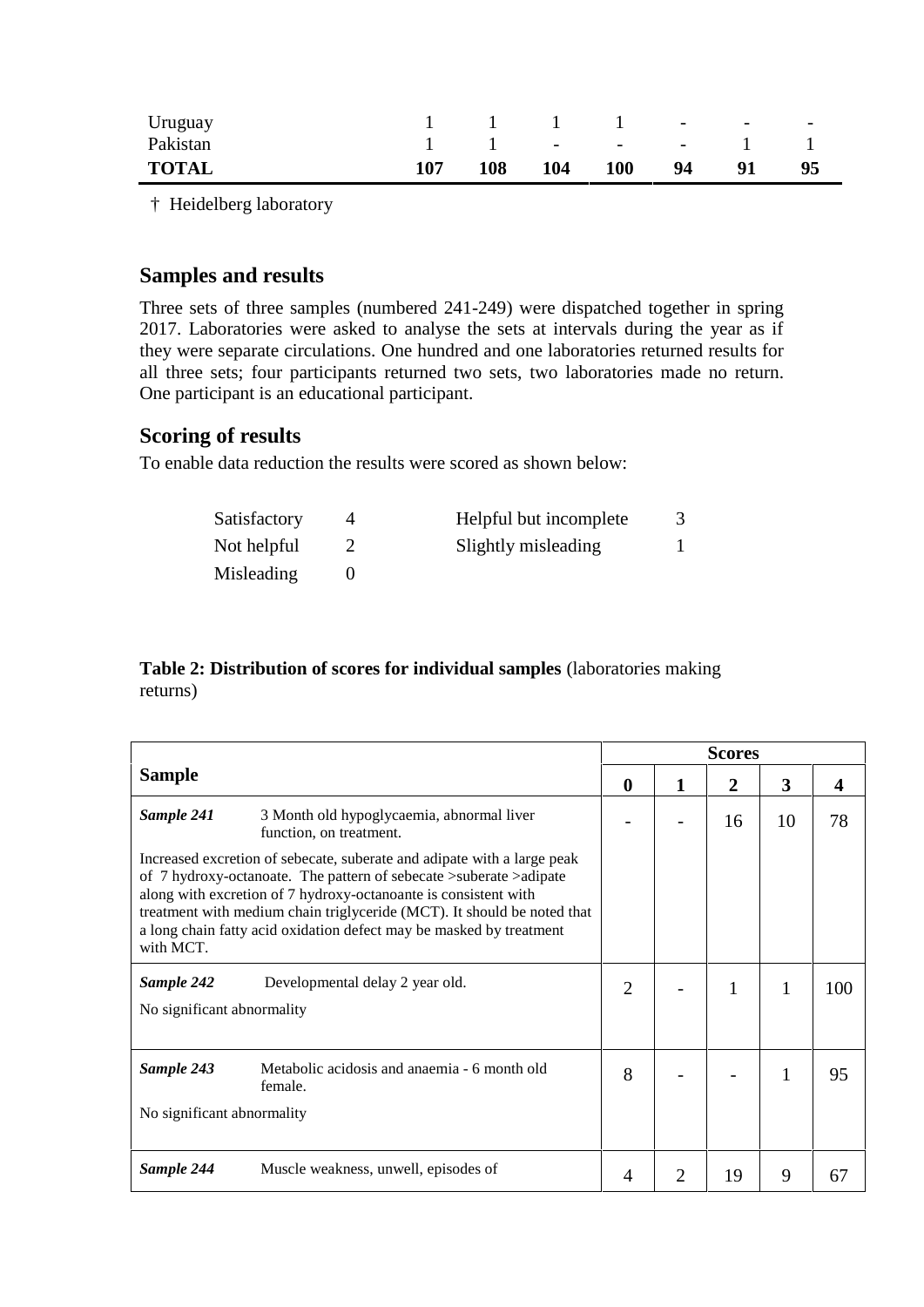| | | | | | | | |
|---|---|---|---|---|---|---|---|
| Uruguay | 1 | 1 | 1 | 1 | - | - | - |
| Pakistan | 1 | 1 | - | - | - | 1 | 1 |
| **TOTAL** | **107** | **108** | **104** | **100** | **94** | **91** | **95** |

† Heidelberg laboratory

## Samples and results

Three sets of three samples (numbered 241-249) were dispatched together in spring 2017. Laboratories were asked to analyse the sets at intervals during the year as if they were separate circulations. One hundred and one laboratories returned results for all three sets; four participants returned two sets, two laboratories made no return. One participant is an educational participant.

## Scoring of results

To enable data reduction the results were scored as shown below:

| | | | |
|---|---|---|---|
| Satisfactory | 4 | Helpful but incomplete | 3 |
| Not helpful | 2 | Slightly misleading | 1 |
| Misleading | 0 | | |

**Table 2: Distribution of scores for individual samples** (laboratories making returns)

| Sample | Scores | | | | |
|---|---|---|---|---|---|
| | **0** | **1** | **2** | **3** | **4** |
| ***Sample 241*** 3 Month old hypoglycaemia, abnormal liver function, on treatment.<br><br>Increased excretion of sebecate, suberate and adipate with a large peak of 7 hydroxy-octanoate. The pattern of sebecate >suberate >adipate along with excretion of 7 hydroxy-octanoante is consistent with treatment with medium chain triglyceride (MCT). It should be noted that a long chain fatty acid oxidation defect may be masked by treatment with MCT. | - | - | 16 | 10 | 78 |
| ***Sample 242*** Developmental delay 2 year old.<br><br>No significant abnormality | 2 | - | 1 | 1 | 100 |
| ***Sample 243*** Metabolic acidosis and anaemia - 6 month old female.<br><br>No significant abnormality | 8 | - | - | 1 | 95 |
| ***Sample 244*** Muscle weakness, unwell, episodes of | 4 | 2 | 19 | 9 | 67 |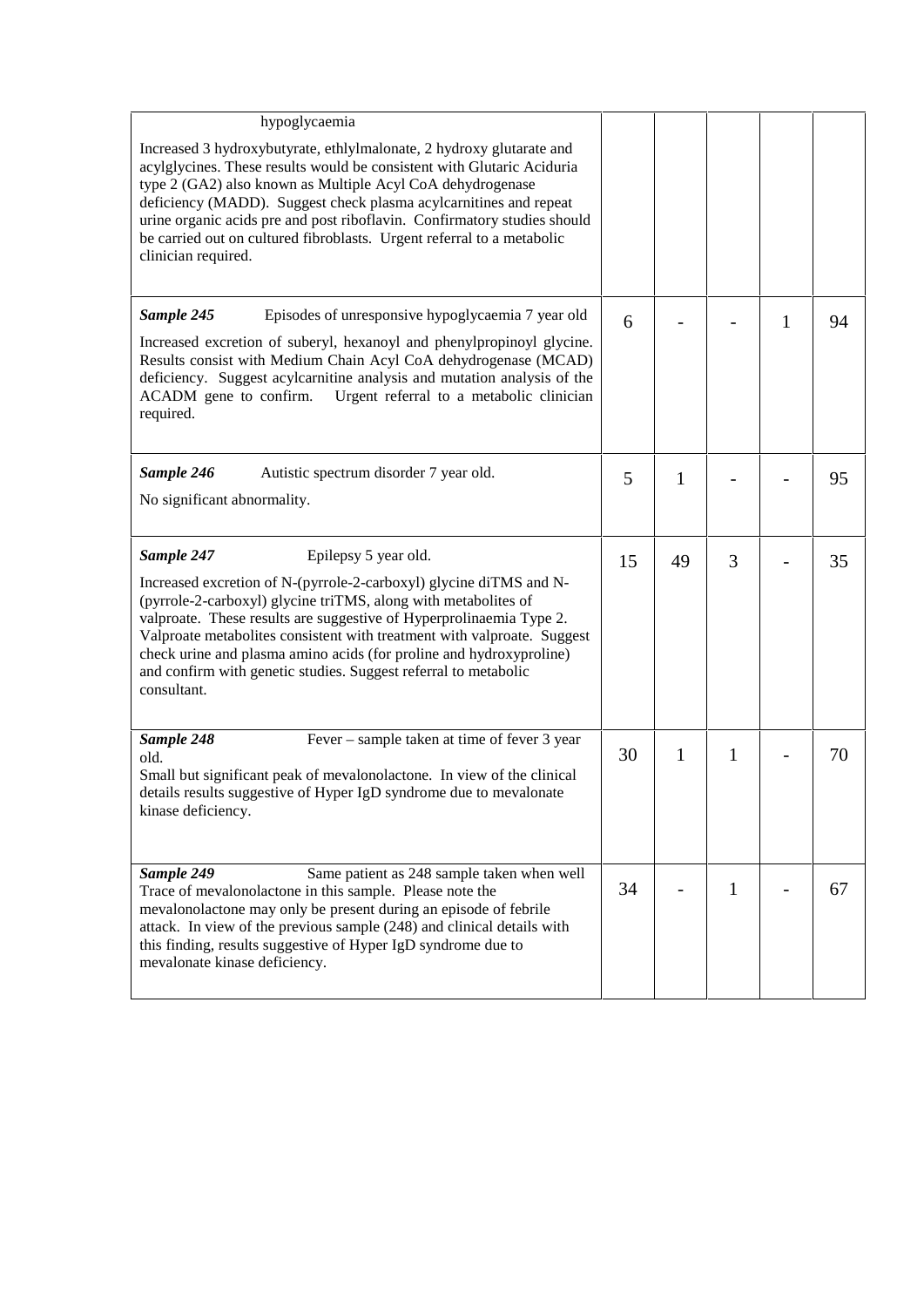| | | | | | |
|---|---|---|---|---|---|
| hypoglycaemia<br>Increased 3 hydroxybutyrate, ethlylmalonate, 2 hydroxy glutarate and acylglycines. These results would be consistent with Glutaric Aciduria type 2 (GA2) also known as Multiple Acyl CoA dehydrogenase deficiency (MADD). Suggest check plasma acylcarnitines and repeat urine organic acids pre and post riboflavin. Confirmatory studies should be carried out on cultured fibroblasts. Urgent referral to a metabolic clinician required. | | | | | |
| ***Sample 245*** Episodes of unresponsive hypoglycaemia 7 year old<br>Increased excretion of suberyl, hexanoyl and phenylpropinoyl glycine. Results consist with Medium Chain Acyl CoA dehydrogenase (MCAD) deficiency. Suggest acylcarnitine analysis and mutation analysis of the ACADM gene to confirm. Urgent referral to a metabolic clinician required. | 6 | - | - | 1 | 94 |
| ***Sample 246*** Autistic spectrum disorder 7 year old.<br>No significant abnormality. | 5 | 1 | - | - | 95 |
| ***Sample 247*** Epilepsy 5 year old.<br>Increased excretion of N-(pyrrole-2-carboxyl) glycine diTMS and N-(pyrrole-2-carboxyl) glycine triTMS, along with metabolites of valproate. These results are suggestive of Hyperprolinaemia Type 2. Valproate metabolites consistent with treatment with valproate. Suggest check urine and plasma amino acids (for proline and hydroxyproline) and confirm with genetic studies. Suggest referral to metabolic consultant. | 15 | 49 | 3 | - | 35 |
| ***Sample 248*** Fever – sample taken at time of fever 3 year old.<br>Small but significant peak of mevalonolactone. In view of the clinical details results suggestive of Hyper IgD syndrome due to mevalonate kinase deficiency. | 30 | 1 | 1 | - | 70 |
| ***Sample 249*** Same patient as 248 sample taken when well<br>Trace of mevalonolactone in this sample. Please note the mevalonolactone may only be present during an episode of febrile attack. In view of the previous sample (248) and clinical details with this finding, results suggestive of Hyper IgD syndrome due to mevalonate kinase deficiency. | 34 | - | 1 | - | 67 |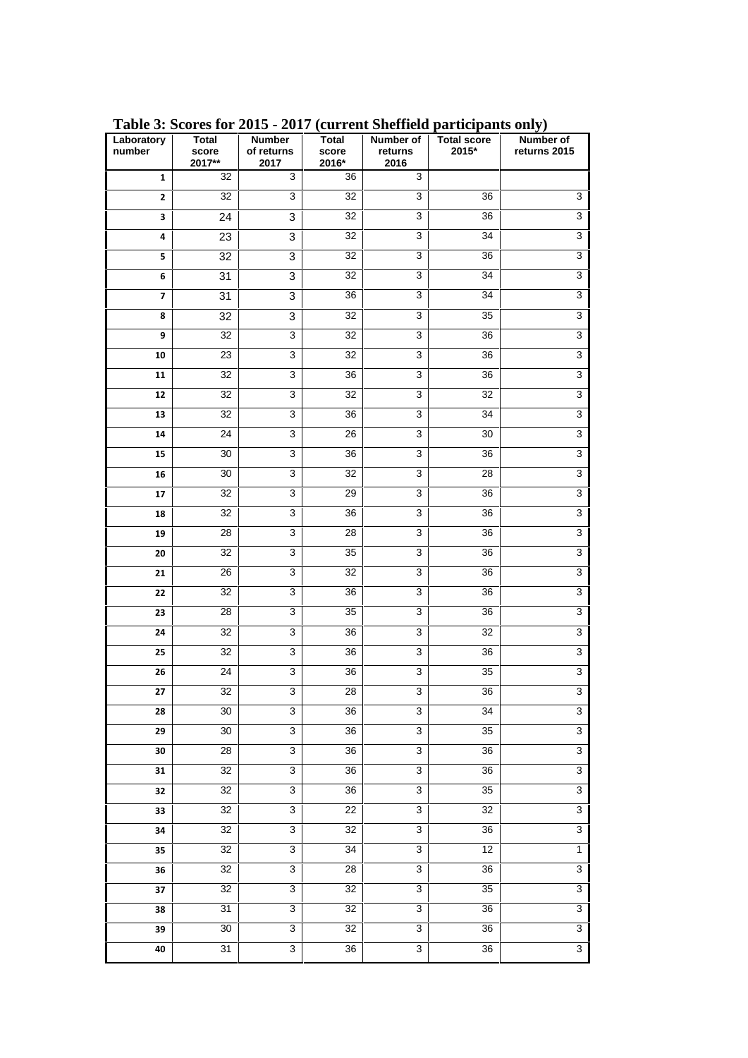**Table 3: Scores for 2015 - 2017 (current Sheffield participants only)**

| Laboratory number | Total score 2017** | Number of returns 2017 | Total score 2016* | Number of returns 2016 | Total score 2015* | Number of returns 2015 |
|---|---|---|---|---|---|---|
| 1 | 32 | 3 | 36 | 3 | | |
| 2 | 32 | 3 | 32 | 3 | 36 | 3 |
| 3 | 24 | 3 | 32 | 3 | 36 | 3 |
| 4 | 23 | 3 | 32 | 3 | 34 | 3 |
| 5 | 32 | 3 | 32 | 3 | 36 | 3 |
| 6 | 31 | 3 | 32 | 3 | 34 | 3 |
| 7 | 31 | 3 | 36 | 3 | 34 | 3 |
| 8 | 32 | 3 | 32 | 3 | 35 | 3 |
| 9 | 32 | 3 | 32 | 3 | 36 | 3 |
| 10 | 23 | 3 | 32 | 3 | 36 | 3 |
| 11 | 32 | 3 | 36 | 3 | 36 | 3 |
| 12 | 32 | 3 | 32 | 3 | 32 | 3 |
| 13 | 32 | 3 | 36 | 3 | 34 | 3 |
| 14 | 24 | 3 | 26 | 3 | 30 | 3 |
| 15 | 30 | 3 | 36 | 3 | 36 | 3 |
| 16 | 30 | 3 | 32 | 3 | 28 | 3 |
| 17 | 32 | 3 | 29 | 3 | 36 | 3 |
| 18 | 32 | 3 | 36 | 3 | 36 | 3 |
| 19 | 28 | 3 | 28 | 3 | 36 | 3 |
| 20 | 32 | 3 | 35 | 3 | 36 | 3 |
| 21 | 26 | 3 | 32 | 3 | 36 | 3 |
| 22 | 32 | 3 | 36 | 3 | 36 | 3 |
| 23 | 28 | 3 | 35 | 3 | 36 | 3 |
| 24 | 32 | 3 | 36 | 3 | 32 | 3 |
| 25 | 32 | 3 | 36 | 3 | 36 | 3 |
| 26 | 24 | 3 | 36 | 3 | 35 | 3 |
| 27 | 32 | 3 | 28 | 3 | 36 | 3 |
| 28 | 30 | 3 | 36 | 3 | 34 | 3 |
| 29 | 30 | 3 | 36 | 3 | 35 | 3 |
| 30 | 28 | 3 | 36 | 3 | 36 | 3 |
| 31 | 32 | 3 | 36 | 3 | 36 | 3 |
| 32 | 32 | 3 | 36 | 3 | 35 | 3 |
| 33 | 32 | 3 | 22 | 3 | 32 | 3 |
| 34 | 32 | 3 | 32 | 3 | 36 | 3 |
| 35 | 32 | 3 | 34 | 3 | 12 | 1 |
| 36 | 32 | 3 | 28 | 3 | 36 | 3 |
| 37 | 32 | 3 | 32 | 3 | 35 | 3 |
| 38 | 31 | 3 | 32 | 3 | 36 | 3 |
| 39 | 30 | 3 | 32 | 3 | 36 | 3 |
| 40 | 31 | 3 | 36 | 3 | 36 | 3 |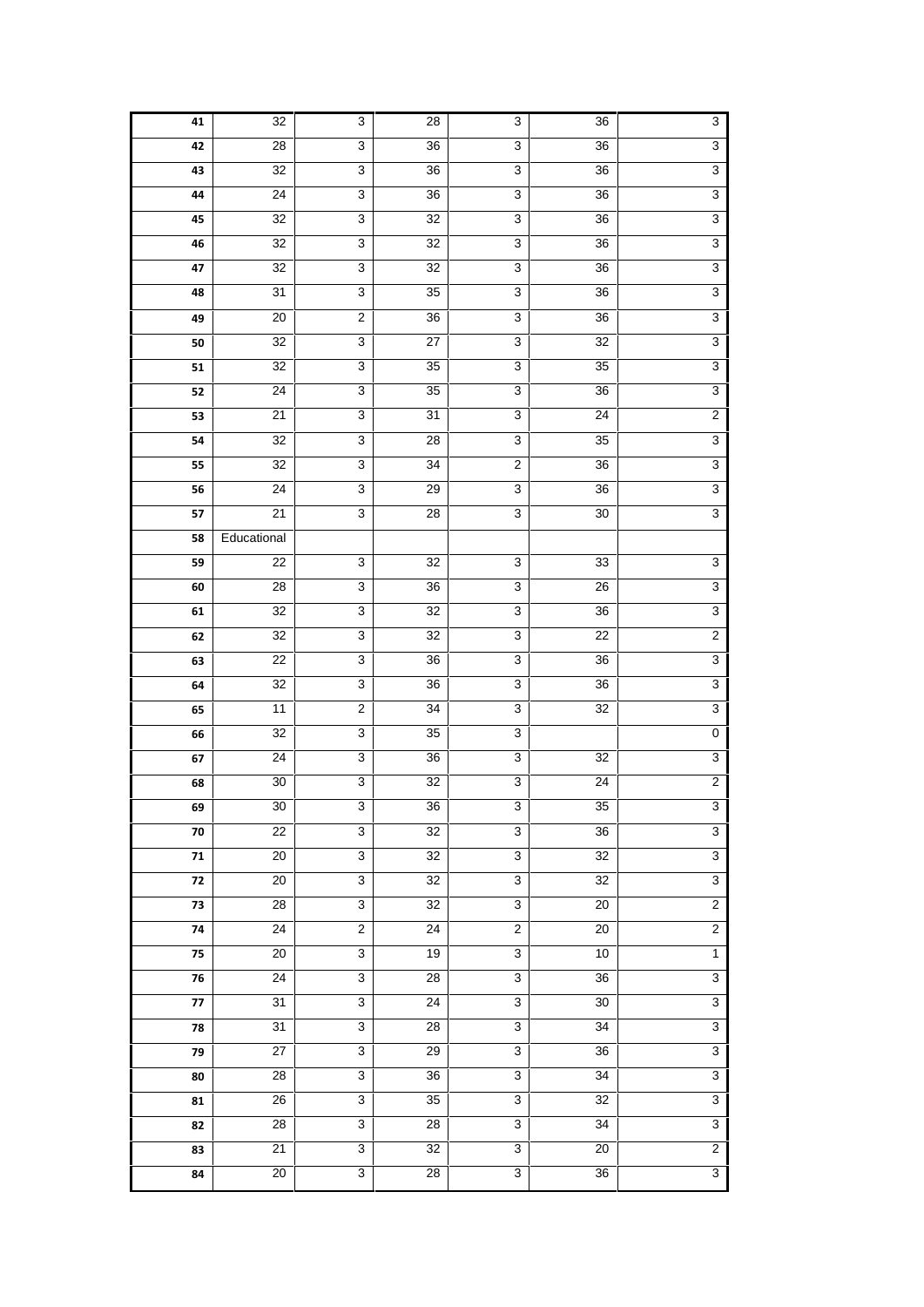| | | | | | | |
|---|---|---|---|---|---|---|
| 41 | 32 | 3 | 28 | 3 | 36 | 3 |
| 42 | 28 | 3 | 36 | 3 | 36 | 3 |
| 43 | 32 | 3 | 36 | 3 | 36 | 3 |
| 44 | 24 | 3 | 36 | 3 | 36 | 3 |
| 45 | 32 | 3 | 32 | 3 | 36 | 3 |
| 46 | 32 | 3 | 32 | 3 | 36 | 3 |
| 47 | 32 | 3 | 32 | 3 | 36 | 3 |
| 48 | 31 | 3 | 35 | 3 | 36 | 3 |
| 49 | 20 | 2 | 36 | 3 | 36 | 3 |
| 50 | 32 | 3 | 27 | 3 | 32 | 3 |
| 51 | 32 | 3 | 35 | 3 | 35 | 3 |
| 52 | 24 | 3 | 35 | 3 | 36 | 3 |
| 53 | 21 | 3 | 31 | 3 | 24 | 2 |
| 54 | 32 | 3 | 28 | 3 | 35 | 3 |
| 55 | 32 | 3 | 34 | 2 | 36 | 3 |
| 56 | 24 | 3 | 29 | 3 | 36 | 3 |
| 57 | 21 | 3 | 28 | 3 | 30 | 3 |
| 58 | Educational | | | | | |
| 59 | 22 | 3 | 32 | 3 | 33 | 3 |
| 60 | 28 | 3 | 36 | 3 | 26 | 3 |
| 61 | 32 | 3 | 32 | 3 | 36 | 3 |
| 62 | 32 | 3 | 32 | 3 | 22 | 2 |
| 63 | 22 | 3 | 36 | 3 | 36 | 3 |
| 64 | 32 | 3 | 36 | 3 | 36 | 3 |
| 65 | 11 | 2 | 34 | 3 | 32 | 3 |
| 66 | 32 | 3 | 35 | 3 | | 0 |
| 67 | 24 | 3 | 36 | 3 | 32 | 3 |
| 68 | 30 | 3 | 32 | 3 | 24 | 2 |
| 69 | 30 | 3 | 36 | 3 | 35 | 3 |
| 70 | 22 | 3 | 32 | 3 | 36 | 3 |
| 71 | 20 | 3 | 32 | 3 | 32 | 3 |
| 72 | 20 | 3 | 32 | 3 | 32 | 3 |
| 73 | 28 | 3 | 32 | 3 | 20 | 2 |
| 74 | 24 | 2 | 24 | 2 | 20 | 2 |
| 75 | 20 | 3 | 19 | 3 | 10 | 1 |
| 76 | 24 | 3 | 28 | 3 | 36 | 3 |
| 77 | 31 | 3 | 24 | 3 | 30 | 3 |
| 78 | 31 | 3 | 28 | 3 | 34 | 3 |
| 79 | 27 | 3 | 29 | 3 | 36 | 3 |
| 80 | 28 | 3 | 36 | 3 | 34 | 3 |
| 81 | 26 | 3 | 35 | 3 | 32 | 3 |
| 82 | 28 | 3 | 28 | 3 | 34 | 3 |
| 83 | 21 | 3 | 32 | 3 | 20 | 2 |
| 84 | 20 | 3 | 28 | 3 | 36 | 3 |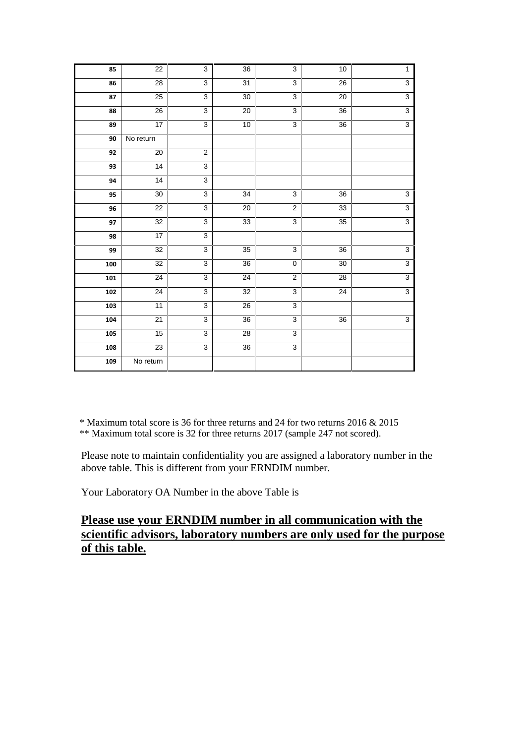| 85 | 22 | 3 | 36 | 3 | 10 | 1 |
|---|---|---|---|---|---|---|
| 86 | 28 | 3 | 31 | 3 | 26 | 3 |
| 87 | 25 | 3 | 30 | 3 | 20 | 3 |
| 88 | 26 | 3 | 20 | 3 | 36 | 3 |
| 89 | 17 | 3 | 10 | 3 | 36 | 3 |
| 90 | No return | | | | | |
| 92 | 20 | 2 | | | | |
| 93 | 14 | 3 | | | | |
| 94 | 14 | 3 | | | | |
| 95 | 30 | 3 | 34 | 3 | 36 | 3 |
| 96 | 22 | 3 | 20 | 2 | 33 | 3 |
| 97 | 32 | 3 | 33 | 3 | 35 | 3 |
| 98 | 17 | 3 | | | | |
| 99 | 32 | 3 | 35 | 3 | 36 | 3 |
| 100 | 32 | 3 | 36 | 0 | 30 | 3 |
| 101 | 24 | 3 | 24 | 2 | 28 | 3 |
| 102 | 24 | 3 | 32 | 3 | 24 | 3 |
| 103 | 11 | 3 | 26 | 3 | | |
| 104 | 21 | 3 | 36 | 3 | 36 | 3 |
| 105 | 15 | 3 | 28 | 3 | | |
| 108 | 23 | 3 | 36 | 3 | | |
| 109 | No return | | | | | |

\* Maximum total score is 36 for three returns and 24 for two returns 2016 & 2015

\*\* Maximum total score is 32 for three returns 2017 (sample 247 not scored).

Please note to maintain confidentiality you are assigned a laboratory number in the above table. This is different from your ERNDIM number.

Your Laboratory OA Number in the above Table is

**<u>Please use your ERNDIM number in all communication with the scientific advisors, laboratory numbers are only used for the purpose of this table.</u>**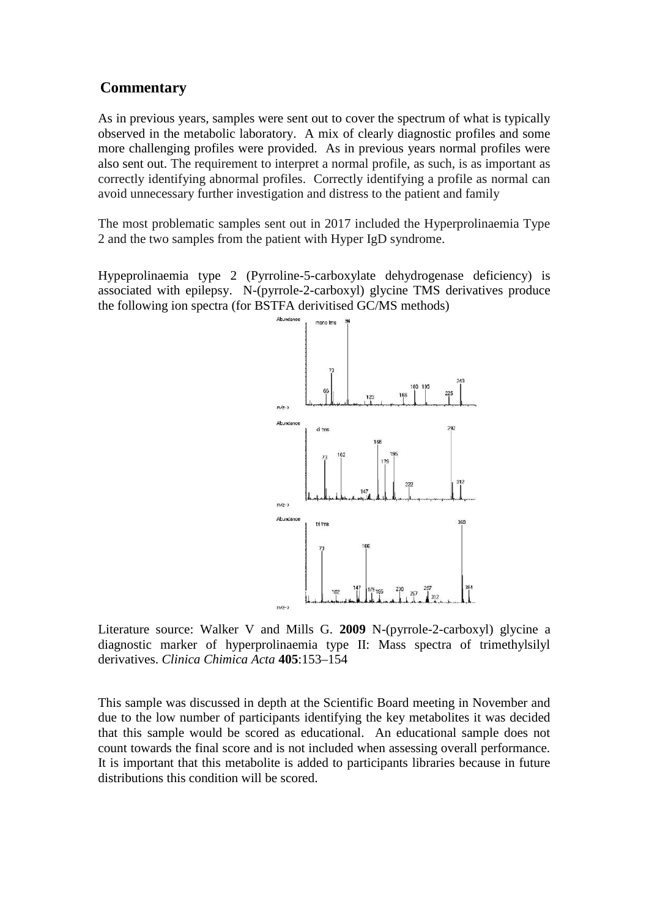## Commentary

As in previous years, samples were sent out to cover the spectrum of what is typically observed in the metabolic laboratory. A mix of clearly diagnostic profiles and some more challenging profiles were provided. As in previous years normal profiles were also sent out. The requirement to interpret a normal profile, as such, is as important as correctly identifying abnormal profiles. Correctly identifying a profile as normal can avoid unnecessary further investigation and distress to the patient and family

The most problematic samples sent out in 2017 included the Hyperprolinaemia Type 2 and the two samples from the patient with Hyper IgD syndrome.

Hypeprolinaemia type 2 (Pyrroline-5-carboxylate dehydrogenase deficiency) is associated with epilepsy. N-(pyrrole-2-carboxyl) glycine TMS derivatives produce the following ion spectra (for BSTFA derivitised GC/MS methods)

Literature source: Walker V and Mills G. **2009** N-(pyrrole-2-carboxyl) glycine a diagnostic marker of hyperprolinaemia type II: Mass spectra of trimethylsilyl derivatives. *Clinica Chimica Acta* **405**:153–154

This sample was discussed in depth at the Scientific Board meeting in November and due to the low number of participants identifying the key metabolites it was decided that this sample would be scored as educational. An educational sample does not count towards the final score and is not included when assessing overall performance. It is important that this metabolite is added to participants libraries because in future distributions this condition will be scored.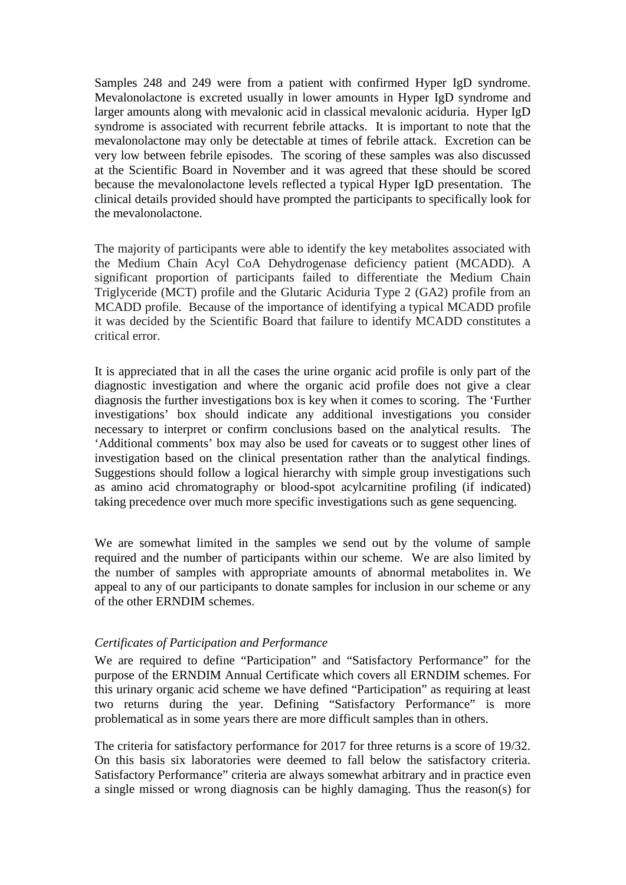Samples 248 and 249 were from a patient with confirmed Hyper IgD syndrome. Mevalonolactone is excreted usually in lower amounts in Hyper IgD syndrome and larger amounts along with mevalonic acid in classical mevalonic aciduria. Hyper IgD syndrome is associated with recurrent febrile attacks. It is important to note that the mevalonolactone may only be detectable at times of febrile attack. Excretion can be very low between febrile episodes. The scoring of these samples was also discussed at the Scientific Board in November and it was agreed that these should be scored because the mevalonolactone levels reflected a typical Hyper IgD presentation. The clinical details provided should have prompted the participants to specifically look for the mevalonolactone.

The majority of participants were able to identify the key metabolites associated with the Medium Chain Acyl CoA Dehydrogenase deficiency patient (MCADD). A significant proportion of participants failed to differentiate the Medium Chain Triglyceride (MCT) profile and the Glutaric Aciduria Type 2 (GA2) profile from an MCADD profile. Because of the importance of identifying a typical MCADD profile it was decided by the Scientific Board that failure to identify MCADD constitutes a critical error.

It is appreciated that in all the cases the urine organic acid profile is only part of the diagnostic investigation and where the organic acid profile does not give a clear diagnosis the further investigations box is key when it comes to scoring. The 'Further investigations' box should indicate any additional investigations you consider necessary to interpret or confirm conclusions based on the analytical results. The 'Additional comments' box may also be used for caveats or to suggest other lines of investigation based on the clinical presentation rather than the analytical findings. Suggestions should follow a logical hierarchy with simple group investigations such as amino acid chromatography or blood-spot acylcarnitine profiling (if indicated) taking precedence over much more specific investigations such as gene sequencing.

We are somewhat limited in the samples we send out by the volume of sample required and the number of participants within our scheme. We are also limited by the number of samples with appropriate amounts of abnormal metabolites in. We appeal to any of our participants to donate samples for inclusion in our scheme or any of the other ERNDIM schemes.

*Certificates of Participation and Performance*

We are required to define "Participation" and "Satisfactory Performance" for the purpose of the ERNDIM Annual Certificate which covers all ERNDIM schemes. For this urinary organic acid scheme we have defined "Participation" as requiring at least two returns during the year. Defining "Satisfactory Performance" is more problematical as in some years there are more difficult samples than in others.

The criteria for satisfactory performance for 2017 for three returns is a score of 19/32. On this basis six laboratories were deemed to fall below the satisfactory criteria. Satisfactory Performance" criteria are always somewhat arbitrary and in practice even a single missed or wrong diagnosis can be highly damaging. Thus the reason(s) for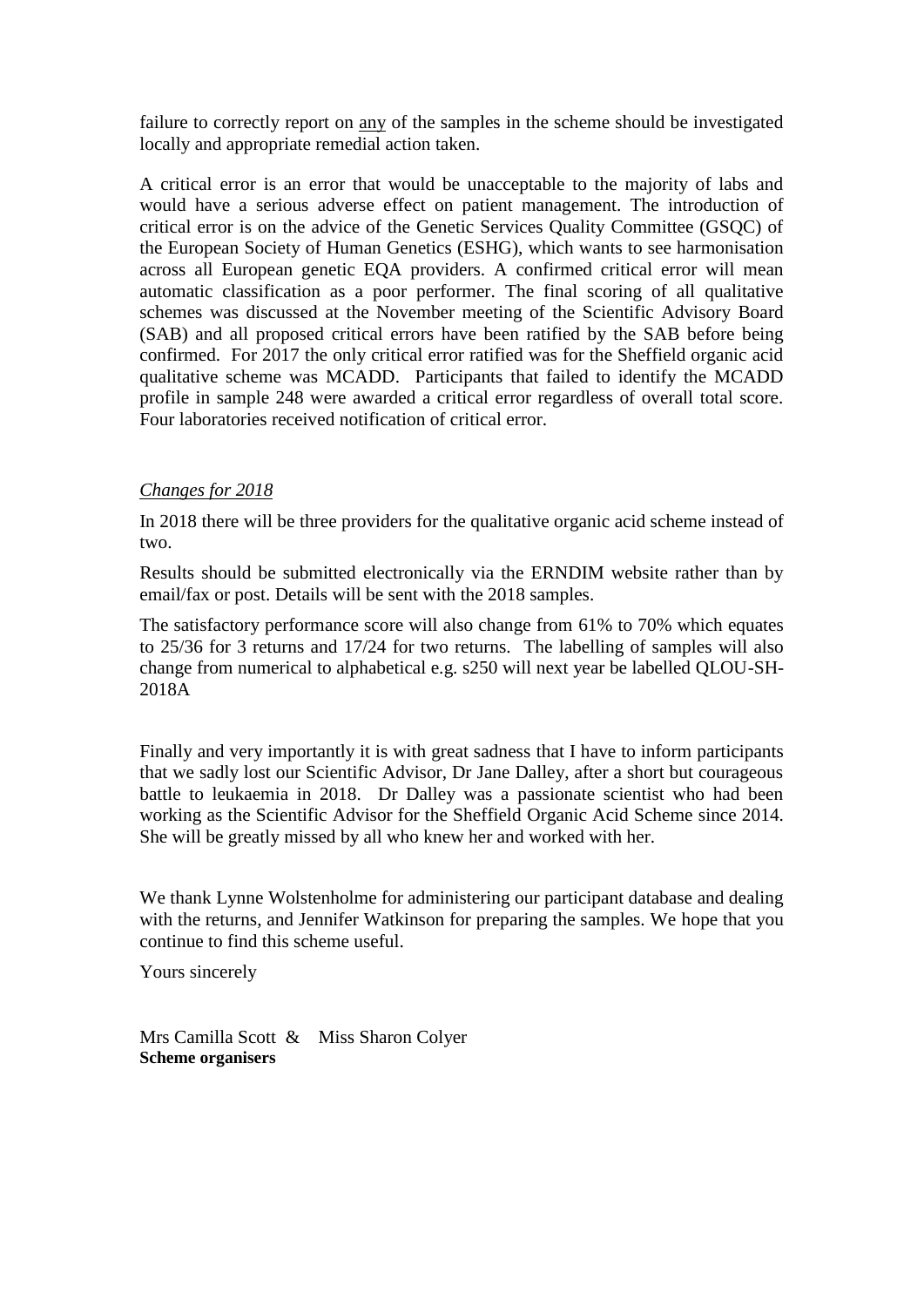failure to correctly report on <u>any</u> of the samples in the scheme should be investigated locally and appropriate remedial action taken.

A critical error is an error that would be unacceptable to the majority of labs and would have a serious adverse effect on patient management. The introduction of critical error is on the advice of the Genetic Services Quality Committee (GSQC) of the European Society of Human Genetics (ESHG), which wants to see harmonisation across all European genetic EQA providers. A confirmed critical error will mean automatic classification as a poor performer. The final scoring of all qualitative schemes was discussed at the November meeting of the Scientific Advisory Board (SAB) and all proposed critical errors have been ratified by the SAB before being confirmed. For 2017 the only critical error ratified was for the Sheffield organic acid qualitative scheme was MCADD. Participants that failed to identify the MCADD profile in sample 248 were awarded a critical error regardless of overall total score. Four laboratories received notification of critical error.

*<u>Changes for 2018</u>*

In 2018 there will be three providers for the qualitative organic acid scheme instead of two.

Results should be submitted electronically via the ERNDIM website rather than by email/fax or post. Details will be sent with the 2018 samples.

The satisfactory performance score will also change from 61% to 70% which equates to 25/36 for 3 returns and 17/24 for two returns. The labelling of samples will also change from numerical to alphabetical e.g. s250 will next year be labelled QLOU-SH-2018A

Finally and very importantly it is with great sadness that I have to inform participants that we sadly lost our Scientific Advisor, Dr Jane Dalley, after a short but courageous battle to leukaemia in 2018. Dr Dalley was a passionate scientist who had been working as the Scientific Advisor for the Sheffield Organic Acid Scheme since 2014. She will be greatly missed by all who knew her and worked with her.

We thank Lynne Wolstenholme for administering our participant database and dealing with the returns, and Jennifer Watkinson for preparing the samples. We hope that you continue to find this scheme useful.

Yours sincerely

Mrs Camilla Scott & Miss Sharon Colyer
**Scheme organisers**